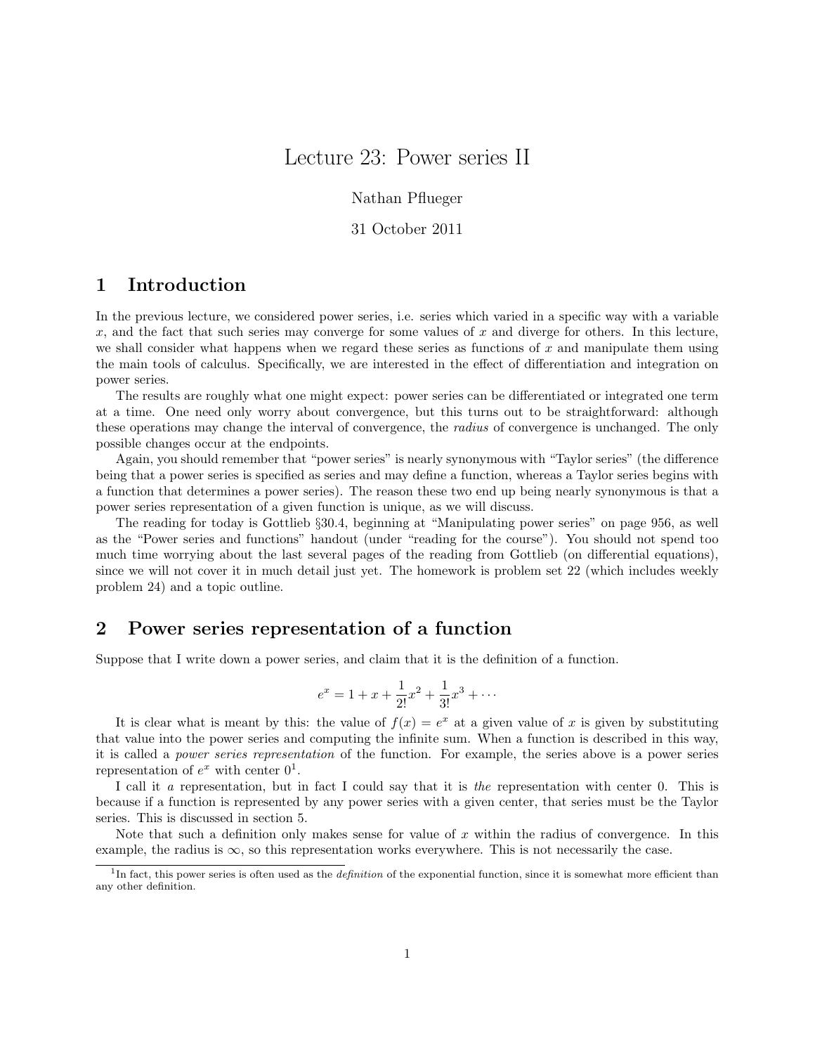# Lecture 23: Power series II

Nathan Pflueger

31 October 2011

## 1 Introduction

In the previous lecture, we considered power series, i.e. series which varied in a specific way with a variable $x$, and the fact that such series may converge for some values of $x$ and diverge for others. In this lecture, we shall consider what happens when we regard these series as functions of $x$ and manipulate them using the main tools of calculus. Specifically, we are interested in the effect of differentiation and integration on power series.

The results are roughly what one might expect: power series can be differentiated or integrated one term at a time. One need only worry about convergence, but this turns out to be straightforward: although these operations may change the interval of convergence, the *radius* of convergence is unchanged. The only possible changes occur at the endpoints.

Again, you should remember that "power series" is nearly synonymous with "Taylor series" (the difference being that a power series is specified as series and may define a function, whereas a Taylor series begins with a function that determines a power series). The reason these two end up being nearly synonymous is that a power series representation of a given function is unique, as we will discuss.

The reading for today is Gottlieb §30.4, beginning at "Manipulating power series" on page 956, as well as the "Power series and functions" handout (under "reading for the course"). You should not spend too much time worrying about the last several pages of the reading from Gottlieb (on differential equations), since we will not cover it in much detail just yet. The homework is problem set 22 (which includes weekly problem 24) and a topic outline.

## 2 Power series representation of a function

Suppose that I write down a power series, and claim that it is the definition of a function.

$$e^x = 1 + x + \frac{1}{2!}x^2 + \frac{1}{3!}x^3 + \cdots$$

It is clear what is meant by this: the value of $f(x) = e^x$ at a given value of $x$ is given by substituting that value into the power series and computing the infinite sum. When a function is described in this way, it is called a *power series representation* of the function. For example, the series above is a power series representation of $e^x$ with center 0[1].

I call it *a* representation, but in fact I could say that it is *the* representation with center 0. This is because if a function is represented by any power series with a given center, that series must be the Taylor series. This is discussed in section 5.

Note that such a definition only makes sense for value of $x$ within the radius of convergence. In this example, the radius is $\infty$, so this representation works everywhere. This is not necessarily the case.

[1] In fact, this power series is often used as the *definition* of the exponential function, since it is somewhat more efficient than any other definition.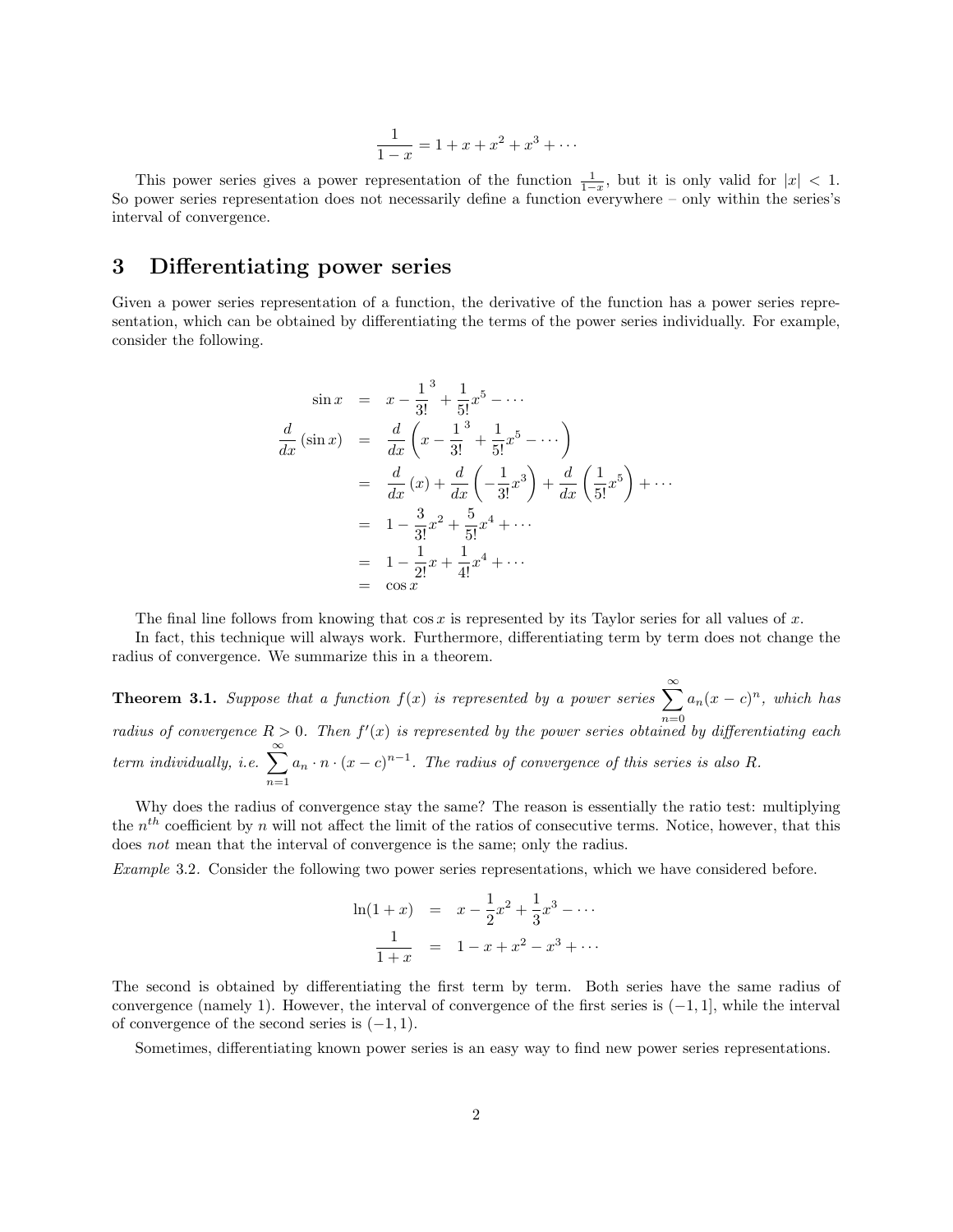$$\frac{1}{1-x} = 1 + x + x^2 + x^3 + \cdots$$

This power series gives a power representation of the function $\frac{1}{1-x}$, but it is only valid for $|x| < 1$. So power series representation does not necessarily define a function everywhere – only within the series's interval of convergence.

## 3 Differentiating power series

Given a power series representation of a function, the derivative of the function has a power series representation, which can be obtained by differentiating the terms of the power series individually. For example, consider the following.

$$\begin{aligned}
\sin x &= x - \frac{1}{3!}{}^3 + \frac{1}{5!}x^5 - \cdots \\
\frac{d}{dx}(\sin x) &= \frac{d}{dx}\left(x - \frac{1}{3!}{}^3 + \frac{1}{5!}x^5 - \cdots\right) \\
&= \frac{d}{dx}(x) + \frac{d}{dx}\left(-\frac{1}{3!}x^3\right) + \frac{d}{dx}\left(\frac{1}{5!}x^5\right) + \cdots \\
&= 1 - \frac{3}{3!}x^2 + \frac{5}{5!}x^4 + \cdots \\
&= 1 - \frac{1}{2!}x + \frac{1}{4!}x^4 + \cdots \\
&= \cos x
\end{aligned}$$

The final line follows from knowing that $\cos x$ is represented by its Taylor series for all values of $x$.

In fact, this technique will always work. Furthermore, differentiating term by term does not change the radius of convergence. We summarize this in a theorem.

**Theorem 3.1.** *Suppose that a function $f(x)$ is represented by a power series $\sum_{n=0}^{\infty} a_n(x-c)^n$, which has radius of convergence $R > 0$. Then $f'(x)$ is represented by the power series obtained by differentiating each term individually, i.e. $\sum_{n=1}^{\infty} a_n \cdot n \cdot (x-c)^{n-1}$. The radius of convergence of this series is also $R$.*

Why does the radius of convergence stay the same? The reason is essentially the ratio test: multiplying the $n^{th}$ coefficient by $n$ will not affect the limit of the ratios of consecutive terms. Notice, however, that this does *not* mean that the interval of convergence is the same; only the radius.

*Example* 3.2. Consider the following two power series representations, which we have considered before.

$$\begin{aligned}
\ln(1+x) &= x - \frac{1}{2}x^2 + \frac{1}{3}x^3 - \cdots \\
\frac{1}{1+x} &= 1 - x + x^2 - x^3 + \cdots
\end{aligned}$$

The second is obtained by differentiating the first term by term. Both series have the same radius of convergence (namely 1). However, the interval of convergence of the first series is $(-1, 1]$, while the interval of convergence of the second series is $(-1, 1)$.

Sometimes, differentiating known power series is an easy way to find new power series representations.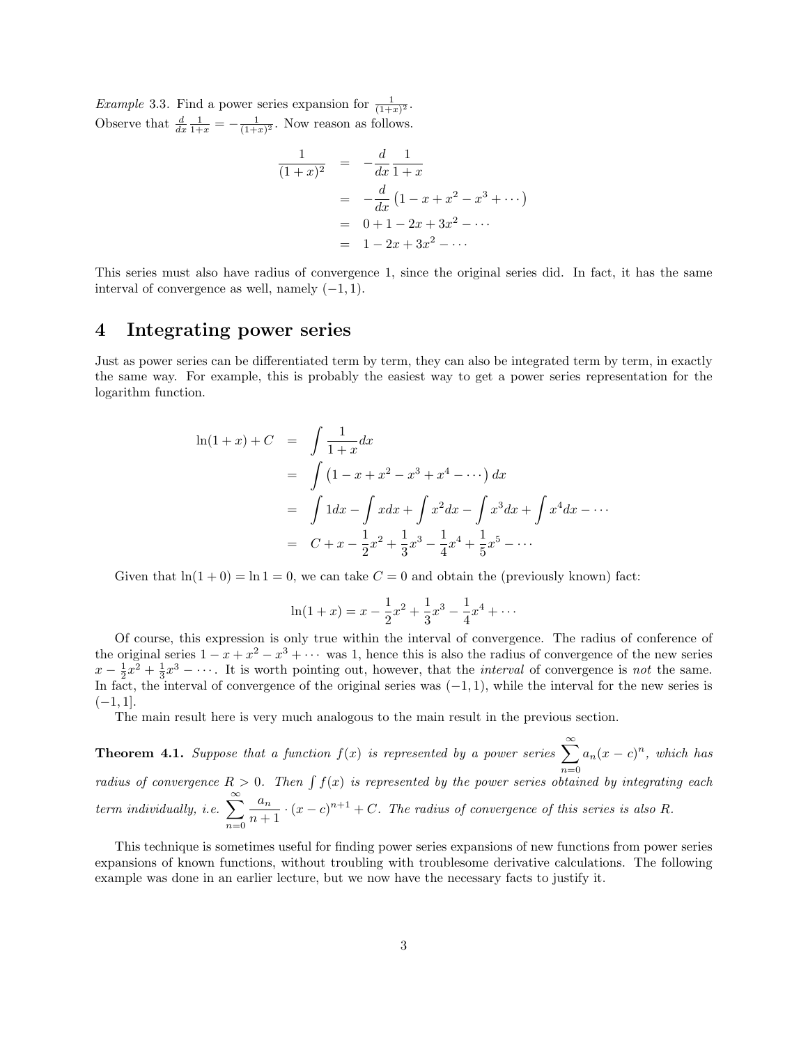*Example* 3.3. Find a power series expansion for $\frac{1}{(1+x)^2}$.
Observe that $\frac{d}{dx}\frac{1}{1+x} = -\frac{1}{(1+x)^2}$. Now reason as follows.

$$
\begin{aligned}
\frac{1}{(1+x)^2} &= -\frac{d}{dx}\frac{1}{1+x} \\
&= -\frac{d}{dx}\left(1 - x + x^2 - x^3 + \cdots\right) \\
&= 0 + 1 - 2x + 3x^2 - \cdots \\
&= 1 - 2x + 3x^2 - \cdots
\end{aligned}
$$

This series must also have radius of convergence 1, since the original series did. In fact, it has the same interval of convergence as well, namely $(-1, 1)$.

# 4 Integrating power series

Just as power series can be differentiated term by term, they can also be integrated term by term, in exactly the same way. For example, this is probably the easiest way to get a power series representation for the logarithm function.

$$
\begin{aligned}
\ln(1+x) + C &= \int \frac{1}{1+x}dx \\
&= \int \left(1 - x + x^2 - x^3 + x^4 - \cdots\right) dx \\
&= \int 1dx - \int xdx + \int x^2dx - \int x^3dx + \int x^4dx - \cdots \\
&= C + x - \frac{1}{2}x^2 + \frac{1}{3}x^3 - \frac{1}{4}x^4 + \frac{1}{5}x^5 - \cdots
\end{aligned}
$$

Given that $\ln(1+0) = \ln 1 = 0$, we can take $C = 0$ and obtain the (previously known) fact:

$$
\ln(1+x) = x - \frac{1}{2}x^2 + \frac{1}{3}x^3 - \frac{1}{4}x^4 + \cdots
$$

Of course, this expression is only true within the interval of convergence. The radius of conference of the original series $1 - x + x^2 - x^3 + \cdots$ was 1, hence this is also the radius of convergence of the new series $x - \frac{1}{2}x^2 + \frac{1}{3}x^3 - \cdots$. It is worth pointing out, however, that the *interval* of convergence is *not* the same. In fact, the interval of convergence of the original series was $(-1, 1)$, while the interval for the new series is $(-1, 1]$.

The main result here is very much analogous to the main result in the previous section.

**Theorem 4.1.** *Suppose that a function $f(x)$ is represented by a power series $\sum_{n=0}^{\infty} a_n(x-c)^n$, which has radius of convergence $R > 0$. Then $\int f(x)$ is represented by the power series obtained by integrating each term individually, i.e. $\sum_{n=0}^{\infty} \frac{a_n}{n+1} \cdot (x-c)^{n+1} + C$. The radius of convergence of this series is also $R$.*

This technique is sometimes useful for finding power series expansions of new functions from power series expansions of known functions, without troubling with troublesome derivative calculations. The following example was done in an earlier lecture, but we now have the necessary facts to justify it.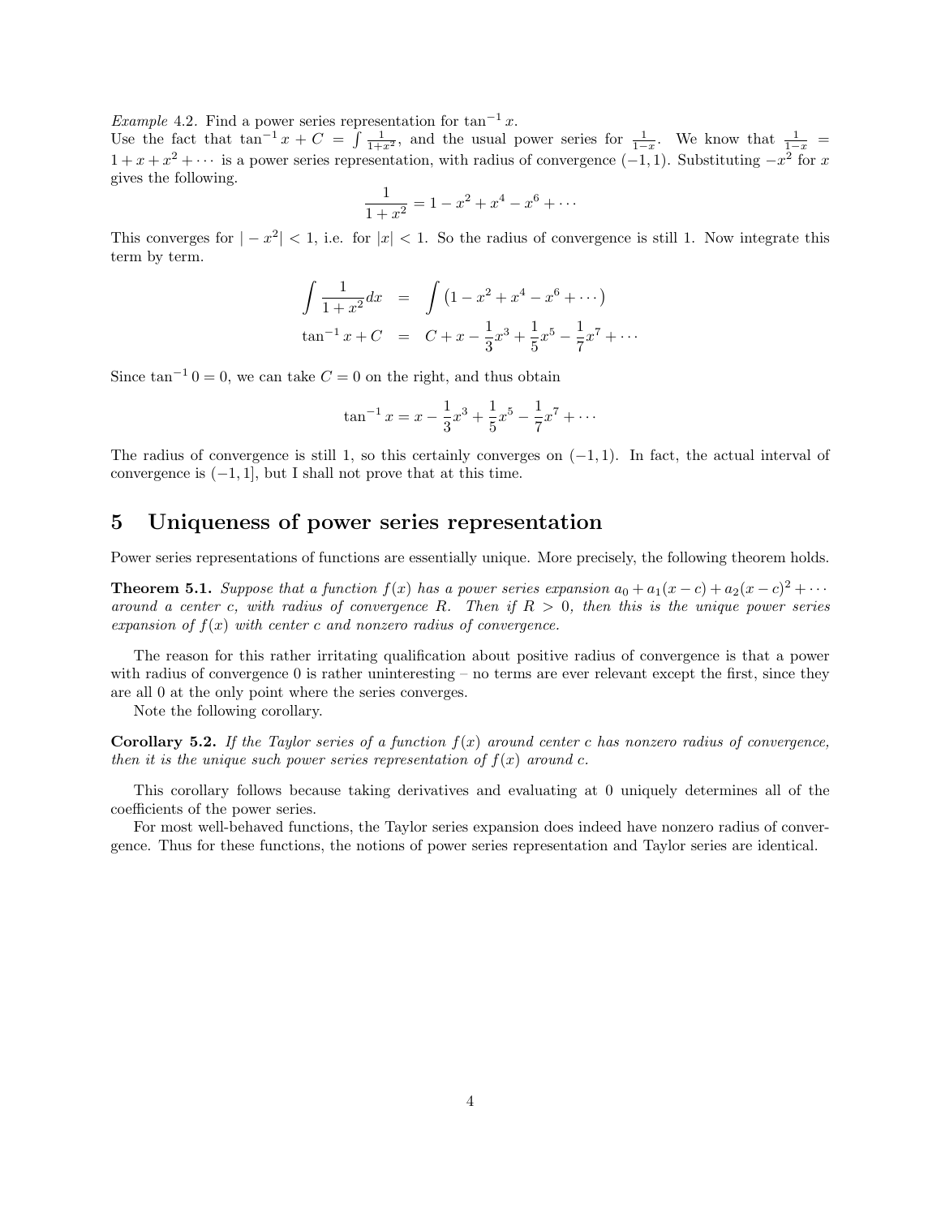*Example* 4.2. Find a power series representation for $\tan^{-1} x$.
Use the fact that $\tan^{-1} x + C = \int \frac{1}{1+x^2}$, and the usual power series for $\frac{1}{1-x}$. We know that $\frac{1}{1-x} = 1 + x + x^2 + \cdots$ is a power series representation, with radius of convergence $(-1, 1)$. Substituting $-x^2$ for $x$ gives the following.

$$\frac{1}{1+x^2} = 1 - x^2 + x^4 - x^6 + \cdots$$

This converges for $|-x^2| < 1$, i.e. for $|x| < 1$. So the radius of convergence is still 1. Now integrate this term by term.

$$\begin{aligned} \int \frac{1}{1+x^2} dx &= \int \left(1 - x^2 + x^4 - x^6 + \cdots\right) \\ \tan^{-1} x + C &= C + x - \frac{1}{3}x^3 + \frac{1}{5}x^5 - \frac{1}{7}x^7 + \cdots \end{aligned}$$

Since $\tan^{-1} 0 = 0$, we can take $C = 0$ on the right, and thus obtain

$$\tan^{-1} x = x - \frac{1}{3}x^3 + \frac{1}{5}x^5 - \frac{1}{7}x^7 + \cdots$$

The radius of convergence is still 1, so this certainly converges on $(-1, 1)$. In fact, the actual interval of convergence is $(-1, 1]$, but I shall not prove that at this time.

# 5 Uniqueness of power series representation

Power series representations of functions are essentially unique. More precisely, the following theorem holds.

**Theorem 5.1.** *Suppose that a function $f(x)$ has a power series expansion $a_0 + a_1(x-c) + a_2(x-c)^2 + \cdots$ around a center $c$, with radius of convergence $R$. Then if $R > 0$, then this is the unique power series expansion of $f(x)$ with center $c$ and nonzero radius of convergence.*

The reason for this rather irritating qualification about positive radius of convergence is that a power with radius of convergence 0 is rather uninteresting – no terms are ever relevant except the first, since they are all 0 at the only point where the series converges.

Note the following corollary.

**Corollary 5.2.** *If the Taylor series of a function $f(x)$ around center $c$ has nonzero radius of convergence, then it is the unique such power series representation of $f(x)$ around $c$.*

This corollary follows because taking derivatives and evaluating at 0 uniquely determines all of the coefficients of the power series.

For most well-behaved functions, the Taylor series expansion does indeed have nonzero radius of convergence. Thus for these functions, the notions of power series representation and Taylor series are identical.